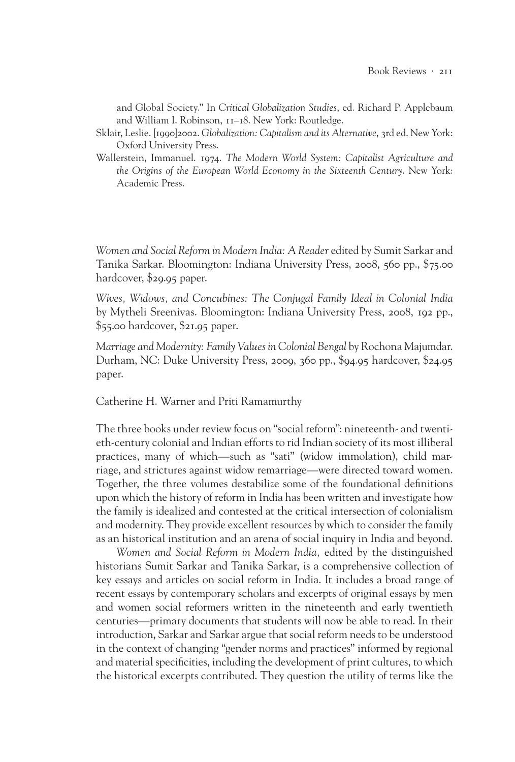and Global Society." In *Critical Globalization Studies*, ed. Richard P. Applebaum and William I. Robinson, 11–18. New York: Routledge.

Sklair, Leslie. [1990]2002. *Globalization: Capitalism and its Alternative*, 3rd ed. New York: Oxford University Press.

Wallerstein, Immanuel. 1974. *The Modern World System: Capitalist Agriculture and the Origins of the European World Economy in the Sixteenth Century*. New York: Academic Press.

*Women and Social Reform in Modern India: A Reader* edited by Sumit Sarkar and Tanika Sarkar. Bloomington: Indiana University Press, 2008, 560 pp., $75.00 hardcover, $29.95 paper.

*Wives, Widows, and Concubines: The Conjugal Family Ideal in Colonial India* by Mytheli Sreenivas. Bloomington: Indiana University Press, 2008, 192 pp., $55.00 hardcover, $21.95 paper.

*Marriage and Modernity: Family Values in Colonial Bengal* by Rochona Majumdar. Durham, NC: Duke University Press, 2009, 360 pp., $94.95 hardcover, $24.95 paper.

Catherine H. Warner and Priti Ramamurthy

The three books under review focus on "social reform": nineteenth- and twentieth-century colonial and Indian efforts to rid Indian society of its most illiberal practices, many of which—such as "sati" (widow immolation), child marriage, and strictures against widow remarriage—were directed toward women. Together, the three volumes destabilize some of the foundational definitions upon which the history of reform in India has been written and investigate how the family is idealized and contested at the critical intersection of colonialism and modernity. They provide excellent resources by which to consider the family as an historical institution and an arena of social inquiry in India and beyond.

*Women and Social Reform in Modern India,* edited by the distinguished historians Sumit Sarkar and Tanika Sarkar, is a comprehensive collection of key essays and articles on social reform in India. It includes a broad range of recent essays by contemporary scholars and excerpts of original essays by men and women social reformers written in the nineteenth and early twentieth centuries—primary documents that students will now be able to read. In their introduction, Sarkar and Sarkar argue that social reform needs to be understood in the context of changing "gender norms and practices" informed by regional and material specificities, including the development of print cultures, to which the historical excerpts contributed. They question the utility of terms like the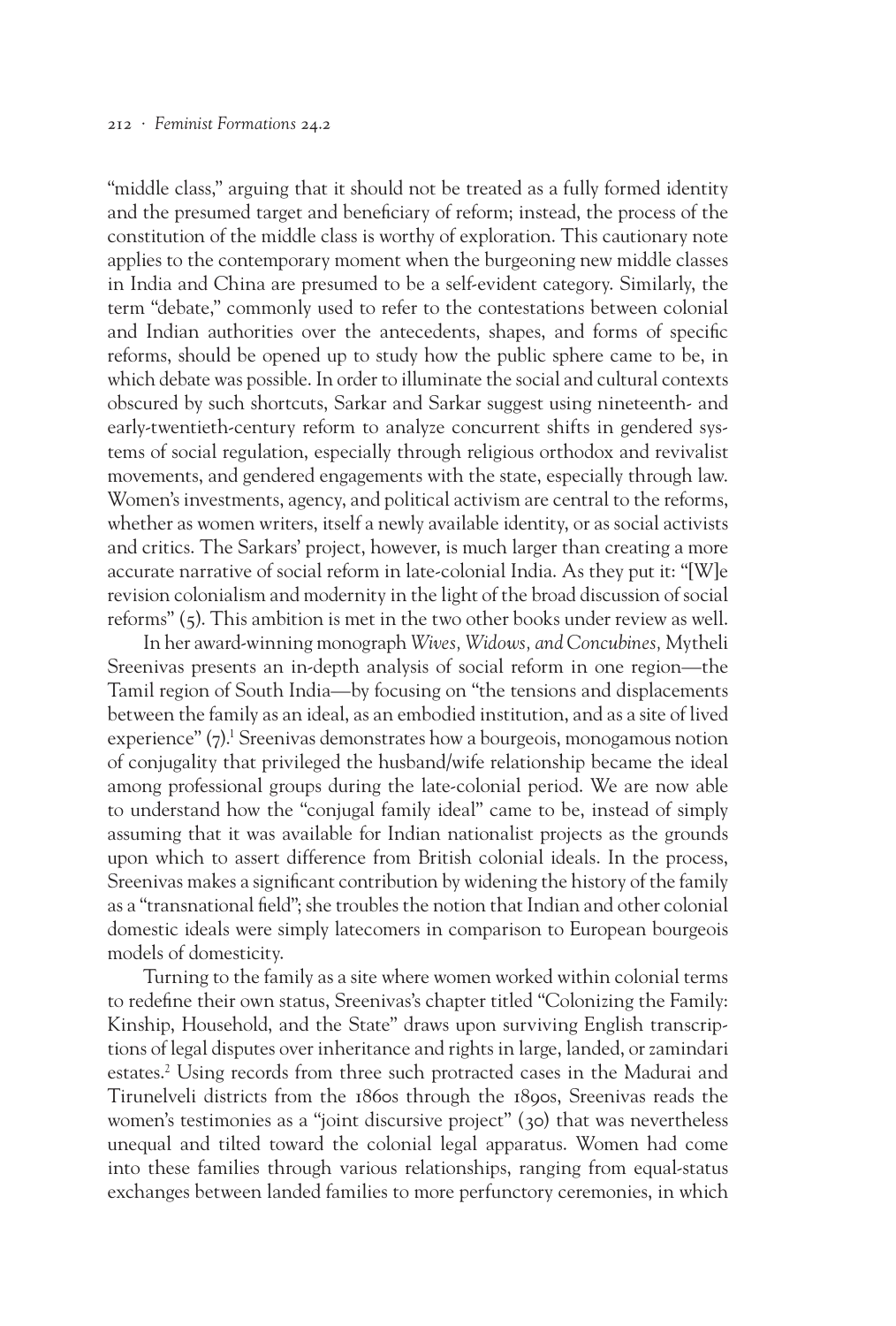"middle class," arguing that it should not be treated as a fully formed identity and the presumed target and beneficiary of reform; instead, the process of the constitution of the middle class is worthy of exploration. This cautionary note applies to the contemporary moment when the burgeoning new middle classes in India and China are presumed to be a self-evident category. Similarly, the term "debate," commonly used to refer to the contestations between colonial and Indian authorities over the antecedents, shapes, and forms of specific reforms, should be opened up to study how the public sphere came to be, in which debate was possible. In order to illuminate the social and cultural contexts obscured by such shortcuts, Sarkar and Sarkar suggest using nineteenth- and early-twentieth-century reform to analyze concurrent shifts in gendered systems of social regulation, especially through religious orthodox and revivalist movements, and gendered engagements with the state, especially through law. Women's investments, agency, and political activism are central to the reforms, whether as women writers, itself a newly available identity, or as social activists and critics. The Sarkars' project, however, is much larger than creating a more accurate narrative of social reform in late-colonial India. As they put it: "[W]e revision colonialism and modernity in the light of the broad discussion of social reforms" (5). This ambition is met in the two other books under review as well.

In her award-winning monograph *Wives, Widows, and Concubines,* Mytheli Sreenivas presents an in-depth analysis of social reform in one region—the Tamil region of South India—by focusing on "the tensions and displacements between the family as an ideal, as an embodied institution, and as a site of lived experience" (7).[1] Sreenivas demonstrates how a bourgeois, monogamous notion of conjugality that privileged the husband/wife relationship became the ideal among professional groups during the late-colonial period. We are now able to understand how the "conjugal family ideal" came to be, instead of simply assuming that it was available for Indian nationalist projects as the grounds upon which to assert difference from British colonial ideals. In the process, Sreenivas makes a significant contribution by widening the history of the family as a "transnational field"; she troubles the notion that Indian and other colonial domestic ideals were simply latecomers in comparison to European bourgeois models of domesticity.

Turning to the family as a site where women worked within colonial terms to redefine their own status, Sreenivas's chapter titled "Colonizing the Family: Kinship, Household, and the State" draws upon surviving English transcriptions of legal disputes over inheritance and rights in large, landed, or *zamindari* estates.[2] Using records from three such protracted cases in the Madurai and Tirunelveli districts from the 1860s through the 1890s, Sreenivas reads the women's testimonies as a "joint discursive project" (30) that was nevertheless unequal and tilted toward the colonial legal apparatus. Women had come into these families through various relationships, ranging from equal-status exchanges between landed families to more perfunctory ceremonies, in which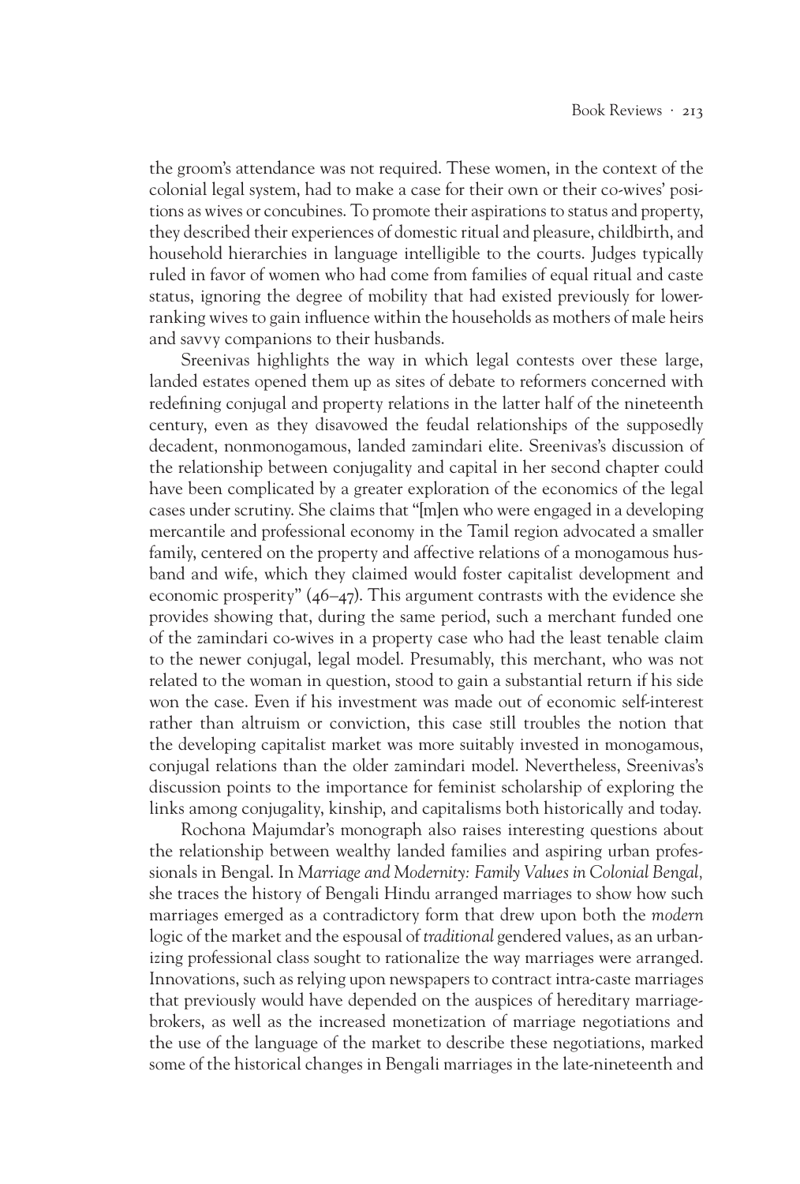the groom's attendance was not required. These women, in the context of the colonial legal system, had to make a case for their own or their co-wives' positions as wives or concubines. To promote their aspirations to status and property, they described their experiences of domestic ritual and pleasure, childbirth, and household hierarchies in language intelligible to the courts. Judges typically ruled in favor of women who had come from families of equal ritual and caste status, ignoring the degree of mobility that had existed previously for lower-ranking wives to gain influence within the households as mothers of male heirs and savvy companions to their husbands.

Sreenivas highlights the way in which legal contests over these large, landed estates opened them up as sites of debate to reformers concerned with redefining conjugal and property relations in the latter half of the nineteenth century, even as they disavowed the feudal relationships of the supposedly decadent, nonmonogamous, landed zamindari elite. Sreenivas's discussion of the relationship between conjugality and capital in her second chapter could have been complicated by a greater exploration of the economics of the legal cases under scrutiny. She claims that "[m]en who were engaged in a developing mercantile and professional economy in the Tamil region advocated a smaller family, centered on the property and affective relations of a monogamous husband and wife, which they claimed would foster capitalist development and economic prosperity" (46–47). This argument contrasts with the evidence she provides showing that, during the same period, such a merchant funded one of the zamindari co-wives in a property case who had the least tenable claim to the newer conjugal, legal model. Presumably, this merchant, who was not related to the woman in question, stood to gain a substantial return if his side won the case. Even if his investment was made out of economic self-interest rather than altruism or conviction, this case still troubles the notion that the developing capitalist market was more suitably invested in monogamous, conjugal relations than the older zamindari model. Nevertheless, Sreenivas's discussion points to the importance for feminist scholarship of exploring the links among conjugality, kinship, and capitalisms both historically and today.

Rochona Majumdar's monograph also raises interesting questions about the relationship between wealthy landed families and aspiring urban professionals in Bengal. In *Marriage and Modernity: Family Values in Colonial Bengal,* she traces the history of Bengali Hindu arranged marriages to show how such marriages emerged as a contradictory form that drew upon both the *modern* logic of the market and the espousal of *traditional* gendered values, as an urbanizing professional class sought to rationalize the way marriages were arranged. Innovations, such as relying upon newspapers to contract intra-caste marriages that previously would have depended on the auspices of hereditary marriage-brokers, as well as the increased monetization of marriage negotiations and the use of the language of the market to describe these negotiations, marked some of the historical changes in Bengali marriages in the late-nineteenth and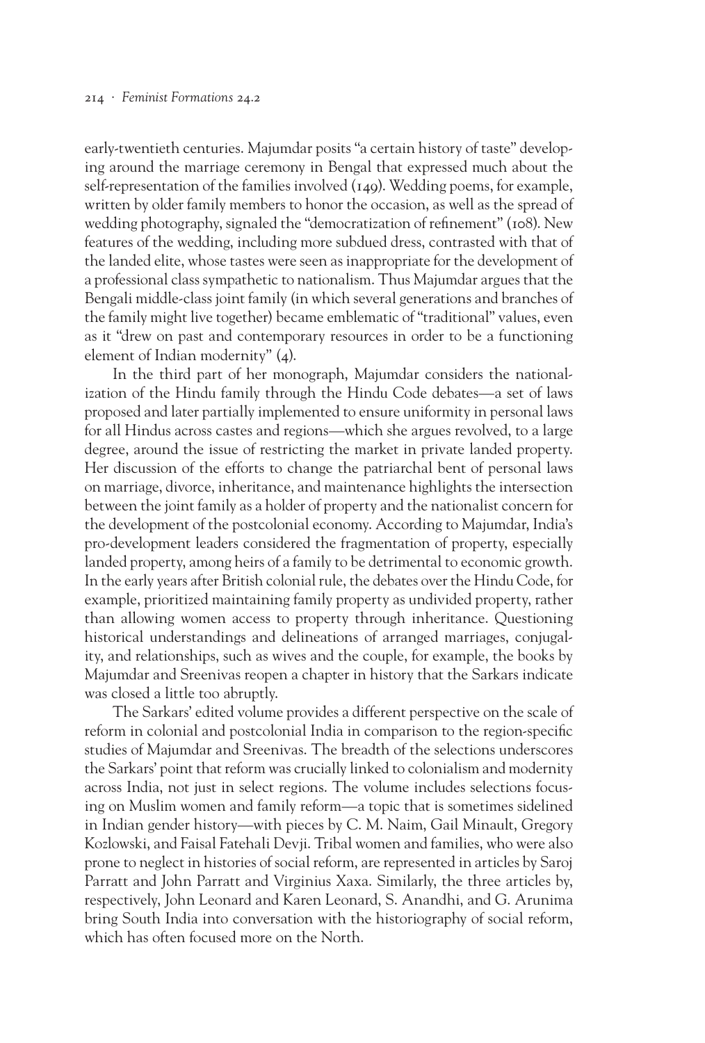early-twentieth centuries. Majumdar posits "a certain history of taste" developing around the marriage ceremony in Bengal that expressed much about the self-representation of the families involved (149). Wedding poems, for example, written by older family members to honor the occasion, as well as the spread of wedding photography, signaled the "democratization of refinement" (108). New features of the wedding, including more subdued dress, contrasted with that of the landed elite, whose tastes were seen as inappropriate for the development of a professional class sympathetic to nationalism. Thus Majumdar argues that the Bengali middle-class joint family (in which several generations and branches of the family might live together) became emblematic of "traditional" values, even as it "drew on past and contemporary resources in order to be a functioning element of Indian modernity" (4).

In the third part of her monograph, Majumdar considers the nationalization of the Hindu family through the Hindu Code debates—a set of laws proposed and later partially implemented to ensure uniformity in personal laws for all Hindus across castes and regions—which she argues revolved, to a large degree, around the issue of restricting the market in private landed property. Her discussion of the efforts to change the patriarchal bent of personal laws on marriage, divorce, inheritance, and maintenance highlights the intersection between the joint family as a holder of property and the nationalist concern for the development of the postcolonial economy. According to Majumdar, India's pro-development leaders considered the fragmentation of property, especially landed property, among heirs of a family to be detrimental to economic growth. In the early years after British colonial rule, the debates over the Hindu Code, for example, prioritized maintaining family property as undivided property, rather than allowing women access to property through inheritance. Questioning historical understandings and delineations of arranged marriages, conjugality, and relationships, such as wives and the couple, for example, the books by Majumdar and Sreenivas reopen a chapter in history that the Sarkars indicate was closed a little too abruptly.

The Sarkars' edited volume provides a different perspective on the scale of reform in colonial and postcolonial India in comparison to the region-specific studies of Majumdar and Sreenivas. The breadth of the selections underscores the Sarkars' point that reform was crucially linked to colonialism and modernity across India, not just in select regions. The volume includes selections focusing on Muslim women and family reform—a topic that is sometimes sidelined in Indian gender history—with pieces by C. M. Naim, Gail Minault, Gregory Kozlowski, and Faisal Fatehali Devji. Tribal women and families, who were also prone to neglect in histories of social reform, are represented in articles by Saroj Parratt and John Parratt and Virginius Xaxa. Similarly, the three articles by, respectively, John Leonard and Karen Leonard, S. Anandhi, and G. Arunima bring South India into conversation with the historiography of social reform, which has often focused more on the North.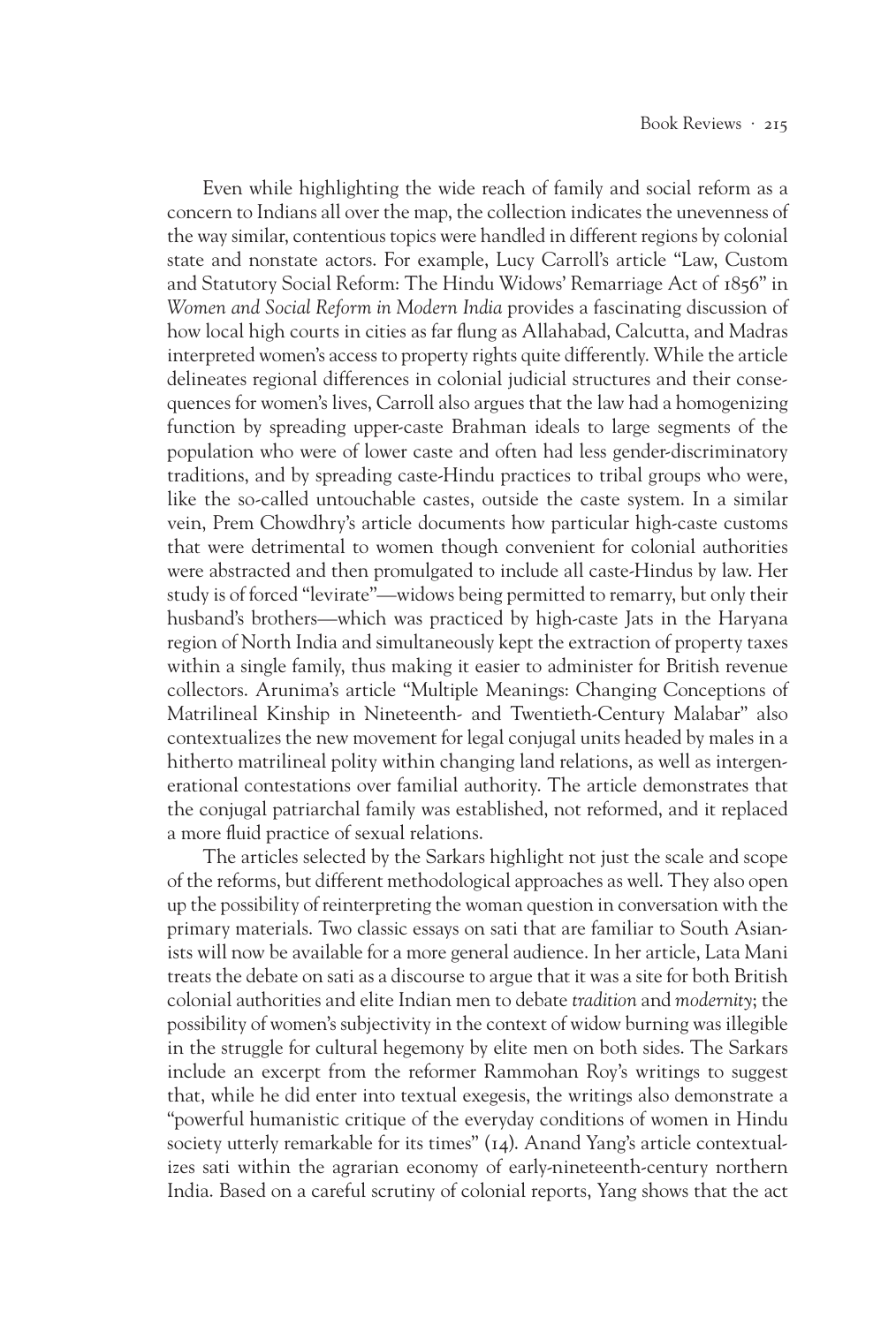Even while highlighting the wide reach of family and social reform as a concern to Indians all over the map, the collection indicates the unevenness of the way similar, contentious topics were handled in different regions by colonial state and nonstate actors. For example, Lucy Carroll's article "Law, Custom and Statutory Social Reform: The Hindu Widows' Remarriage Act of 1856" in *Women and Social Reform in Modern India* provides a fascinating discussion of how local high courts in cities as far flung as Allahabad, Calcutta, and Madras interpreted women's access to property rights quite differently. While the article delineates regional differences in colonial judicial structures and their consequences for women's lives, Carroll also argues that the law had a homogenizing function by spreading upper-caste Brahman ideals to large segments of the population who were of lower caste and often had less gender-discriminatory traditions, and by spreading caste-Hindu practices to tribal groups who were, like the so-called untouchable castes, outside the caste system. In a similar vein, Prem Chowdhry's article documents how particular high-caste customs that were detrimental to women though convenient for colonial authorities were abstracted and then promulgated to include all caste-Hindus by law. Her study is of forced "levirate"—widows being permitted to remarry, but only their husband's brothers—which was practiced by high-caste Jats in the Haryana region of North India and simultaneously kept the extraction of property taxes within a single family, thus making it easier to administer for British revenue collectors. Arunima's article "Multiple Meanings: Changing Conceptions of Matrilineal Kinship in Nineteenth- and Twentieth-Century Malabar" also contextualizes the new movement for legal conjugal units headed by males in a hitherto matrilineal polity within changing land relations, as well as intergenerational contestations over familial authority. The article demonstrates that the conjugal patriarchal family was established, not reformed, and it replaced a more fluid practice of sexual relations.

The articles selected by the Sarkars highlight not just the scale and scope of the reforms, but different methodological approaches as well. They also open up the possibility of reinterpreting the woman question in conversation with the primary materials. Two classic essays on sati that are familiar to South Asianists will now be available for a more general audience. In her article, Lata Mani treats the debate on sati as a discourse to argue that it was a site for both British colonial authorities and elite Indian men to debate *tradition* and *modernity*; the possibility of women's subjectivity in the context of widow burning was illegible in the struggle for cultural hegemony by elite men on both sides. The Sarkars include an excerpt from the reformer Rammohan Roy's writings to suggest that, while he did enter into textual exegesis, the writings also demonstrate a "powerful humanistic critique of the everyday conditions of women in Hindu society utterly remarkable for its times" (14). Anand Yang's article contextualizes sati within the agrarian economy of early-nineteenth-century northern India. Based on a careful scrutiny of colonial reports, Yang shows that the act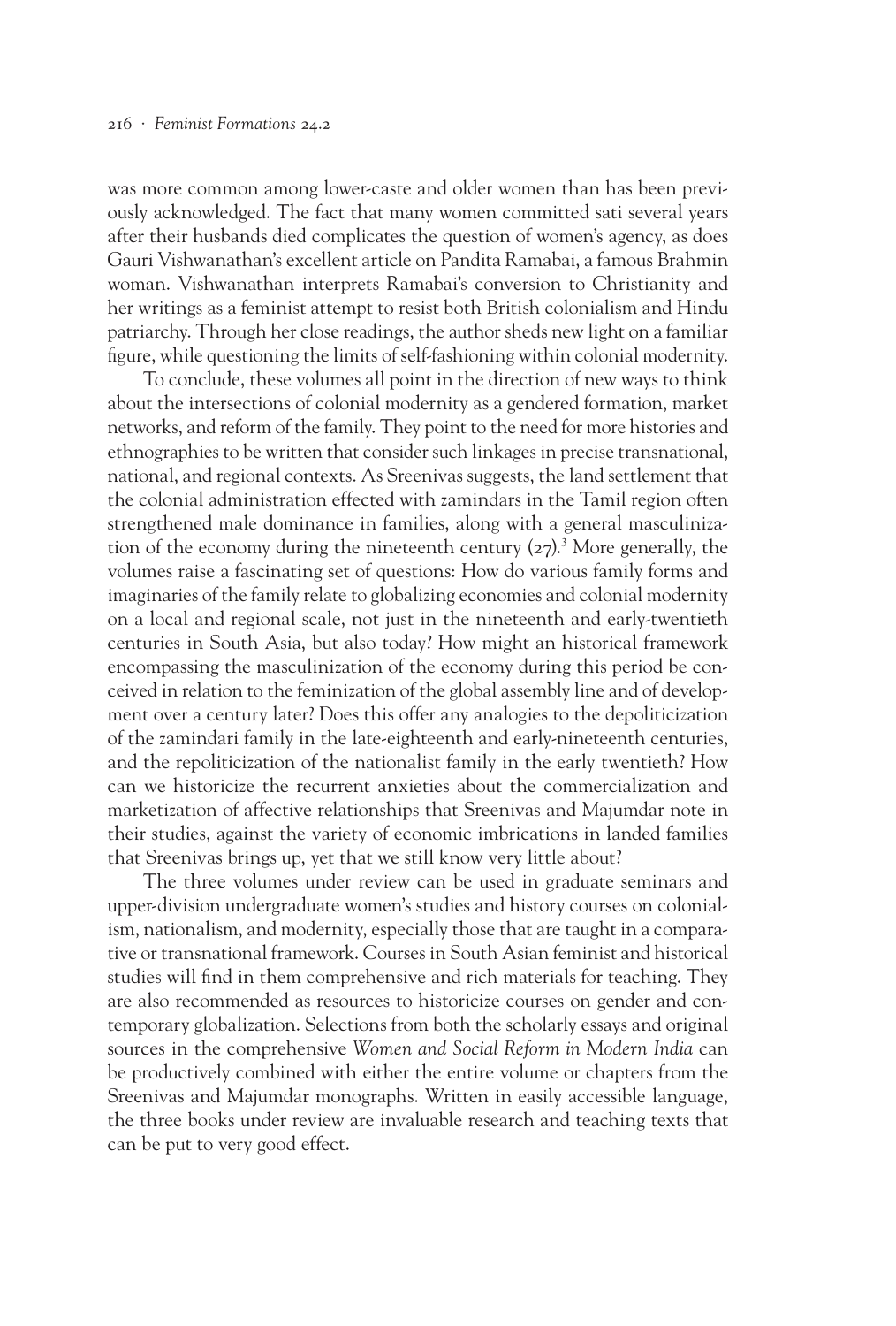was more common among lower-caste and older women than has been previously acknowledged. The fact that many women committed sati several years after their husbands died complicates the question of women's agency, as does Gauri Vishwanathan's excellent article on Pandita Ramabai, a famous Brahmin woman. Vishwanathan interprets Ramabai's conversion to Christianity and her writings as a feminist attempt to resist both British colonialism and Hindu patriarchy. Through her close readings, the author sheds new light on a familiar figure, while questioning the limits of self-fashioning within colonial modernity.

To conclude, these volumes all point in the direction of new ways to think about the intersections of colonial modernity as a gendered formation, market networks, and reform of the family. They point to the need for more histories and ethnographies to be written that consider such linkages in precise transnational, national, and regional contexts. As Sreenivas suggests, the land settlement that the colonial administration effected with zamindars in the Tamil region often strengthened male dominance in families, along with a general masculinization of the economy during the nineteenth century (27).[3] More generally, the volumes raise a fascinating set of questions: How do various family forms and imaginaries of the family relate to globalizing economies and colonial modernity on a local and regional scale, not just in the nineteenth and early-twentieth centuries in South Asia, but also today? How might an historical framework encompassing the masculinization of the economy during this period be conceived in relation to the feminization of the global assembly line and of development over a century later? Does this offer any analogies to the depoliticization of the zamindari family in the late-eighteenth and early-nineteenth centuries, and the repoliticization of the nationalist family in the early twentieth? How can we historicize the recurrent anxieties about the commercialization and marketization of affective relationships that Sreenivas and Majumdar note in their studies, against the variety of economic imbrications in landed families that Sreenivas brings up, yet that we still know very little about?

The three volumes under review can be used in graduate seminars and upper-division undergraduate women's studies and history courses on colonialism, nationalism, and modernity, especially those that are taught in a comparative or transnational framework. Courses in South Asian feminist and historical studies will find in them comprehensive and rich materials for teaching. They are also recommended as resources to historicize courses on gender and contemporary globalization. Selections from both the scholarly essays and original sources in the comprehensive *Women and Social Reform in Modern India* can be productively combined with either the entire volume or chapters from the Sreenivas and Majumdar monographs. Written in easily accessible language, the three books under review are invaluable research and teaching texts that can be put to very good effect.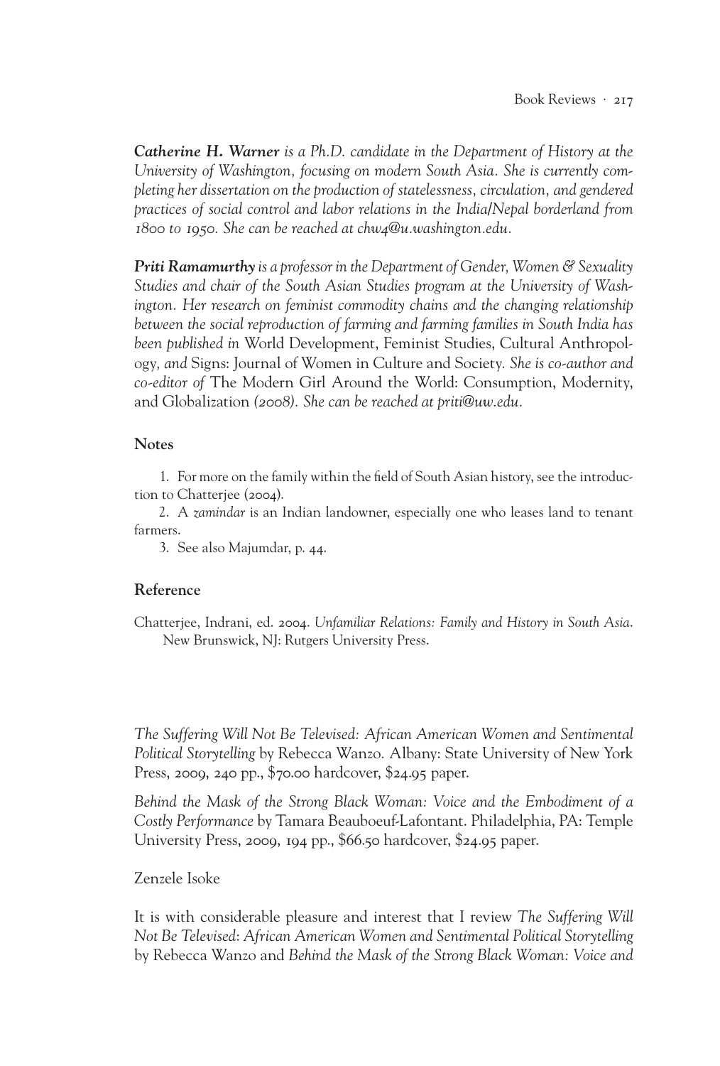***Catherine H. Warner*** *is a Ph.D. candidate in the Department of History at the University of Washington, focusing on modern South Asia. She is currently completing her dissertation on the production of statelessness, circulation, and gendered practices of social control and labor relations in the India/Nepal borderland from 1800 to 1950. She can be reached at chw4@u.washington.edu.*

***Priti Ramamurthy*** *is a professor in the Department of Gender, Women & Sexuality Studies and chair of the South Asian Studies program at the University of Washington. Her research on feminist commodity chains and the changing relationship between the social reproduction of farming and farming families in South India has been published in* World Development, Feminist Studies, Cultural Anthropology, *and* Signs: Journal of Women in Culture and Society. *She is co-author and co-editor of* The Modern Girl Around the World: Consumption, Modernity, and Globalization *(2008). She can be reached at priti@uw.edu.*

## Notes

1. For more on the family within the field of South Asian history, see the introduction to Chatterjee (2004).
2. A *zamindar* is an Indian landowner, especially one who leases land to tenant farmers.
3. See also Majumdar, p. 44.

## Reference

Chatterjee, Indrani, ed. 2004. *Unfamiliar Relations: Family and History in South Asia*. New Brunswick, NJ: Rutgers University Press.

*The Suffering Will Not Be Televised: African American Women and Sentimental Political Storytelling* by Rebecca Wanzo. Albany: State University of New York Press, 2009, 240 pp., $70.00 hardcover, $24.95 paper.

*Behind the Mask of the Strong Black Woman: Voice and the Embodiment of a Costly Performance* by Tamara Beauboeuf-Lafontant. Philadelphia, PA: Temple University Press, 2009, 194 pp., $66.50 hardcover, $24.95 paper.

Zenzele Isoke

It is with considerable pleasure and interest that I review *The Suffering Will Not Be Televised: African American Women and Sentimental Political Storytelling* by Rebecca Wanzo and *Behind the Mask of the Strong Black Woman: Voice and*